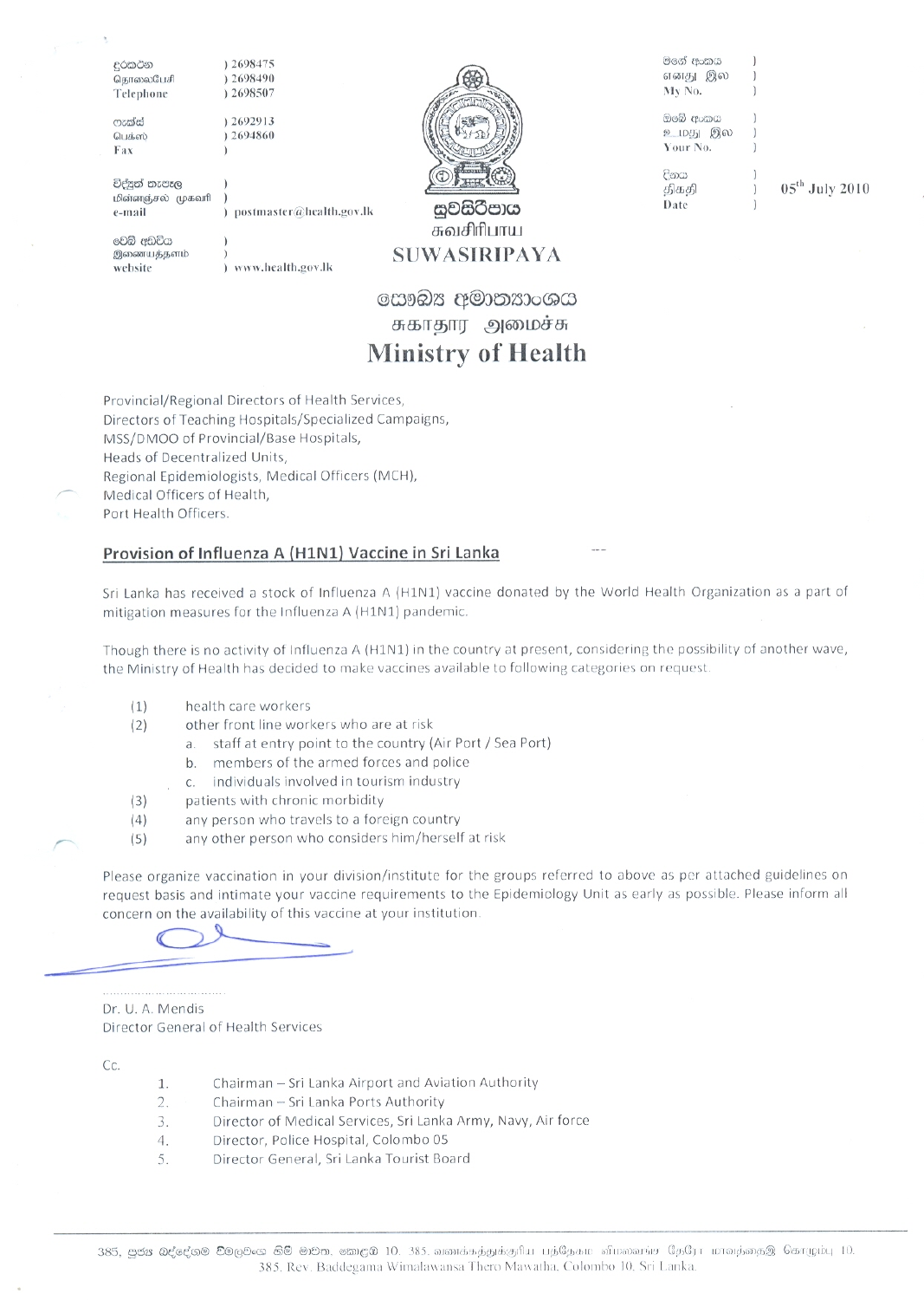දුරකථන ) 2698475
தொலைபேசி ) 2698490
Telephone ) 2698507

ෆැක්ස් ) 2692913
பெக்ஸ் ) 2694860
Fax )

විද්‍යුත් තැපෑල )
மின்னஞ்சல் முகவரி )
e-mail ) postmaster@health.gov.lk

වෙබ් අඩවිය )
இணையத்தளம் )
website ) www.health.gov.lk

මගේ අංකය )
எனது இல )
My No. )

ඔබේ අංකය )
உமது இல )
Your No. )

දිනය )
திகதி ) 05th July 2010
Date )

සුවසිරිපාය
சுவசிரிபாய
SUWASIRIPAYA

සෞඛ්‍ය අමාත්‍යාංශය
சுகாதார அமைச்சு
# Ministry of Health

Provincial/Regional Directors of Health Services,
Directors of Teaching Hospitals/Specialized Campaigns,
MSS/DMOO of Provincial/Base Hospitals,
Heads of Decentralized Units,
Regional Epidemiologists, Medical Officers (MCH),
Medical Officers of Health,
Port Health Officers.

## Provision of Influenza A (H1N1) Vaccine in Sri Lanka

Sri Lanka has received a stock of Influenza A (H1N1) vaccine donated by the World Health Organization as a part of mitigation measures for the Influenza A (H1N1) pandemic.

Though there is no activity of Influenza A (H1N1) in the country at present, considering the possibility of another wave, the Ministry of Health has decided to make vaccines available to following categories on request.

(1) health care workers
(2) other front line workers who are at risk
   a. staff at entry point to the country (Air Port / Sea Port)
   b. members of the armed forces and police
   c. individuals involved in tourism industry
(3) patients with chronic morbidity
(4) any person who travels to a foreign country
(5) any other person who considers him/herself at risk

Please organize vaccination in your division/institute for the groups referred to above as per attached guidelines on request basis and intimate your vaccine requirements to the Epidemiology Unit as early as possible. Please inform all concern on the availability of this vaccine at your institution.

Dr. U. A. Mendis
Director General of Health Services

Cc.

1. Chairman – Sri Lanka Airport and Aviation Authority
2. Chairman – Sri Lanka Ports Authority
3. Director of Medical Services, Sri Lanka Army, Navy, Air force
4. Director, Police Hospital, Colombo 05
5. Director General, Sri Lanka Tourist Board

385, පූජ්‍ය බද්දේගම විමලවංශ හිමි මාවත, කොළඹ 10. 385, வணக்கத்துக்குரிய பத்தேகம விமலவன்ச தேரோ மாவத்தை, கொழும்பு 10.
385, Rev. Baddegama Wimalawansa Thero Mawatha, Colombo 10, Sri Lanka.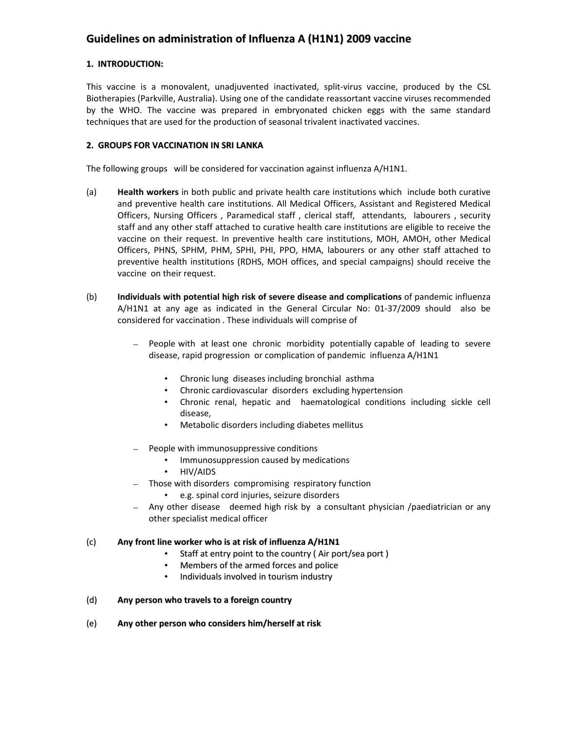# Guidelines on administration of Influenza A (H1N1) 2009 vaccine

## 1. INTRODUCTION:

This vaccine is a monovalent, unadjuvented inactivated, split-virus vaccine, produced by the CSL Biotherapies (Parkville, Australia). Using one of the candidate reassortant vaccine viruses recommended by the WHO. The vaccine was prepared in embryonated chicken eggs with the same standard techniques that are used for the production of seasonal trivalent inactivated vaccines.

## 2. GROUPS FOR VACCINATION IN SRI LANKA

The following groups will be considered for vaccination against influenza A/H1N1.

(a) **Health workers** in both public and private health care institutions which include both curative and preventive health care institutions. All Medical Officers, Assistant and Registered Medical Officers, Nursing Officers , Paramedical staff , clerical staff, attendants, labourers , security staff and any other staff attached to curative health care institutions are eligible to receive the vaccine on their request. In preventive health care institutions, MOH, AMOH, other Medical Officers, PHNS, SPHM, PHM, SPHI, PHI, PPO, HMA, labourers or any other staff attached to preventive health institutions (RDHS, MOH offices, and special campaigns) should receive the vaccine on their request.

(b) **Individuals with potential high risk of severe disease and complications** of pandemic influenza A/H1N1 at any age as indicated in the General Circular No: 01-37/2009 should also be considered for vaccination . These individuals will comprise of

- People with at least one chronic morbidity potentially capable of leading to severe disease, rapid progression or complication of pandemic influenza A/H1N1
  - Chronic lung diseases including bronchial asthma
  - Chronic cardiovascular disorders excluding hypertension
  - Chronic renal, hepatic and haematological conditions including sickle cell disease,
  - Metabolic disorders including diabetes mellitus
- People with immunosuppressive conditions
  - Immunosuppression caused by medications
  - HIV/AIDS
- Those with disorders compromising respiratory function
  - e.g. spinal cord injuries, seizure disorders
- Any other disease deemed high risk by a consultant physician /paediatrician or any other specialist medical officer

(c) **Any front line worker who is at risk of influenza A/H1N1**

- Staff at entry point to the country ( Air port/sea port )
- Members of the armed forces and police
- Individuals involved in tourism industry

(d) **Any person who travels to a foreign country**

(e) **Any other person who considers him/herself at risk**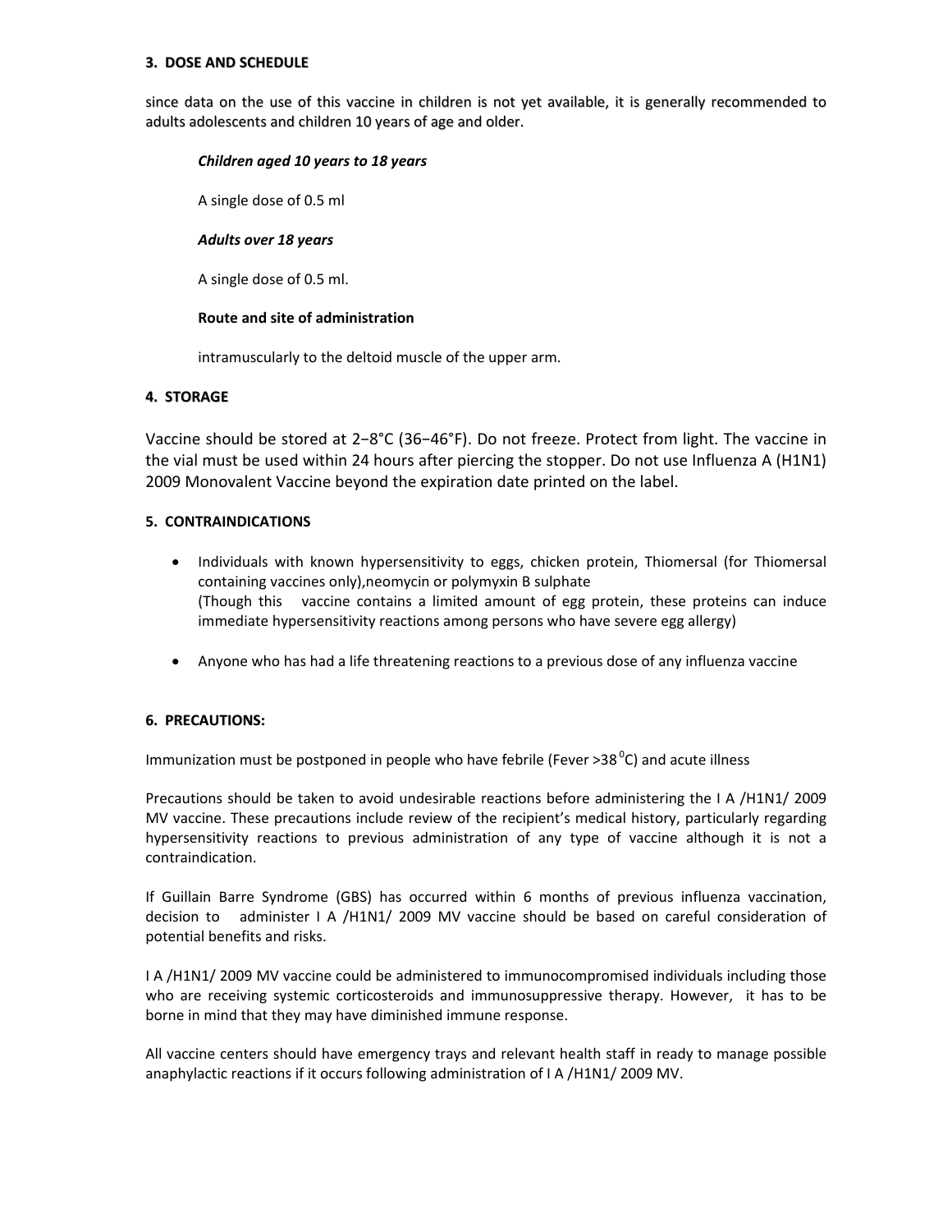### 3. DOSE AND SCHEDULE

since data on the use of this vaccine in children is not yet available, it is generally recommended to adults adolescents and children 10 years of age and older.

***Children aged 10 years to 18 years***

A single dose of 0.5 ml

***Adults over 18 years***

A single dose of 0.5 ml.

**Route and site of administration**

intramuscularly to the deltoid muscle of the upper arm.

### 4. STORAGE

Vaccine should be stored at 2−8°C (36−46°F). Do not freeze. Protect from light. The vaccine in the vial must be used within 24 hours after piercing the stopper. Do not use Influenza A (H1N1) 2009 Monovalent Vaccine beyond the expiration date printed on the label.

### 5. CONTRAINDICATIONS

- Individuals with known hypersensitivity to eggs, chicken protein, Thiomersal (for Thiomersal containing vaccines only),neomycin or polymyxin B sulphate
  (Though this vaccine contains a limited amount of egg protein, these proteins can induce immediate hypersensitivity reactions among persons who have severe egg allergy)
- Anyone who has had a life threatening reactions to a previous dose of any influenza vaccine

### 6. PRECAUTIONS:

Immunization must be postponed in people who have febrile (Fever >38 $^0$C) and acute illness

Precautions should be taken to avoid undesirable reactions before administering the I A /H1N1/ 2009 MV vaccine. These precautions include review of the recipient's medical history, particularly regarding hypersensitivity reactions to previous administration of any type of vaccine although it is not a contraindication.

If Guillain Barre Syndrome (GBS) has occurred within 6 months of previous influenza vaccination, decision to administer I A /H1N1/ 2009 MV vaccine should be based on careful consideration of potential benefits and risks.

I A /H1N1/ 2009 MV vaccine could be administered to immunocompromised individuals including those who are receiving systemic corticosteroids and immunosuppressive therapy. However, it has to be borne in mind that they may have diminished immune response.

All vaccine centers should have emergency trays and relevant health staff in ready to manage possible anaphylactic reactions if it occurs following administration of I A /H1N1/ 2009 MV.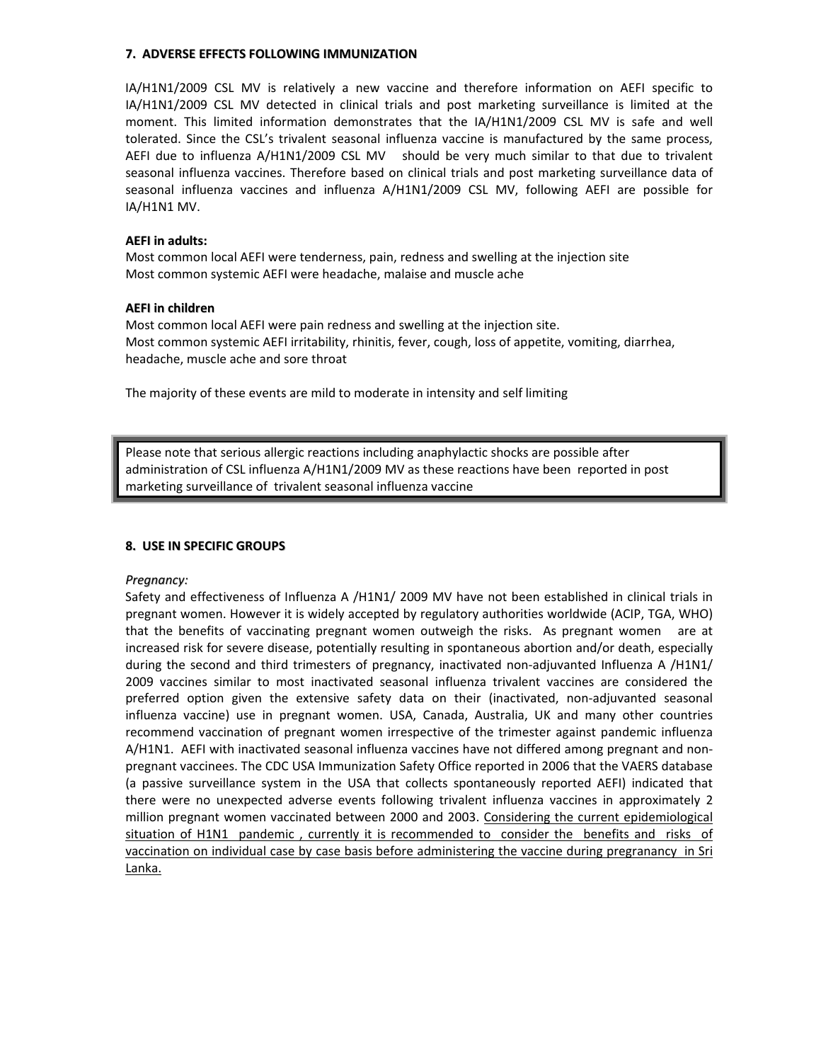## 7. ADVERSE EFFECTS FOLLOWING IMMUNIZATION

IA/H1N1/2009 CSL MV is relatively a new vaccine and therefore information on AEFI specific to IA/H1N1/2009 CSL MV detected in clinical trials and post marketing surveillance is limited at the moment. This limited information demonstrates that the IA/H1N1/2009 CSL MV is safe and well tolerated. Since the CSL's trivalent seasonal influenza vaccine is manufactured by the same process, AEFI due to influenza A/H1N1/2009 CSL MV should be very much similar to that due to trivalent seasonal influenza vaccines. Therefore based on clinical trials and post marketing surveillance data of seasonal influenza vaccines and influenza A/H1N1/2009 CSL MV, following AEFI are possible for IA/H1N1 MV.

**AEFI in adults:**

Most common local AEFI were tenderness, pain, redness and swelling at the injection site
Most common systemic AEFI were headache, malaise and muscle ache

**AEFI in children**

Most common local AEFI were pain redness and swelling at the injection site.
Most common systemic AEFI irritability, rhinitis, fever, cough, loss of appetite, vomiting, diarrhea, headache, muscle ache and sore throat

The majority of these events are mild to moderate in intensity and self limiting

> Please note that serious allergic reactions including anaphylactic shocks are possible after administration of CSL influenza A/H1N1/2009 MV as these reactions have been reported in post marketing surveillance of trivalent seasonal influenza vaccine

## 8. USE IN SPECIFIC GROUPS

*Pregnancy:*

Safety and effectiveness of Influenza A /H1N1/ 2009 MV have not been established in clinical trials in pregnant women. However it is widely accepted by regulatory authorities worldwide (ACIP, TGA, WHO) that the benefits of vaccinating pregnant women outweigh the risks. As pregnant women are at increased risk for severe disease, potentially resulting in spontaneous abortion and/or death, especially during the second and third trimesters of pregnancy, inactivated non-adjuvanted Influenza A /H1N1/ 2009 vaccines similar to most inactivated seasonal influenza trivalent vaccines are considered the preferred option given the extensive safety data on their (inactivated, non-adjuvanted seasonal influenza vaccine) use in pregnant women. USA, Canada, Australia, UK and many other countries recommend vaccination of pregnant women irrespective of the trimester against pandemic influenza A/H1N1. AEFI with inactivated seasonal influenza vaccines have not differed among pregnant and non-pregnant vaccinees. The CDC USA Immunization Safety Office reported in 2006 that the VAERS database (a passive surveillance system in the USA that collects spontaneously reported AEFI) indicated that there were no unexpected adverse events following trivalent influenza vaccines in approximately 2 million pregnant women vaccinated between 2000 and 2003. <u>Considering the current epidemiological situation of H1N1 pandemic , currently it is recommended to consider the benefits and risks of vaccination on individual case by case basis before administering the vaccine during pregranancy in Sri Lanka.</u>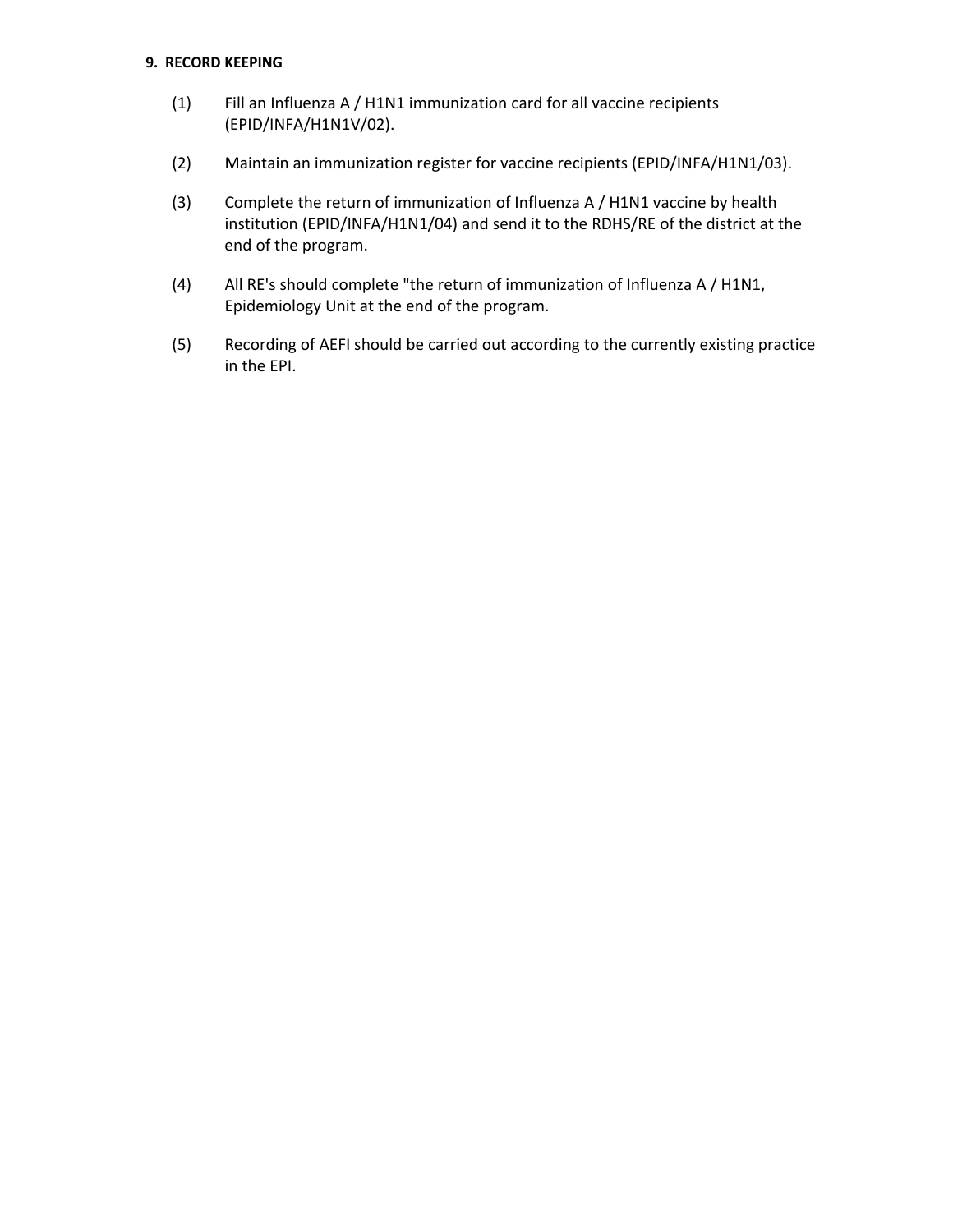**9. RECORD KEEPING**

(1) Fill an Influenza A / H1N1 immunization card for all vaccine recipients (EPID/INFA/H1N1V/02).

(2) Maintain an immunization register for vaccine recipients (EPID/INFA/H1N1/03).

(3) Complete the return of immunization of Influenza A / H1N1 vaccine by health institution (EPID/INFA/H1N1/04) and send it to the RDHS/RE of the district at the end of the program.

(4) All RE's should complete "the return of immunization of Influenza A / H1N1, Epidemiology Unit at the end of the program.

(5) Recording of AEFI should be carried out according to the currently existing practice in the EPI.